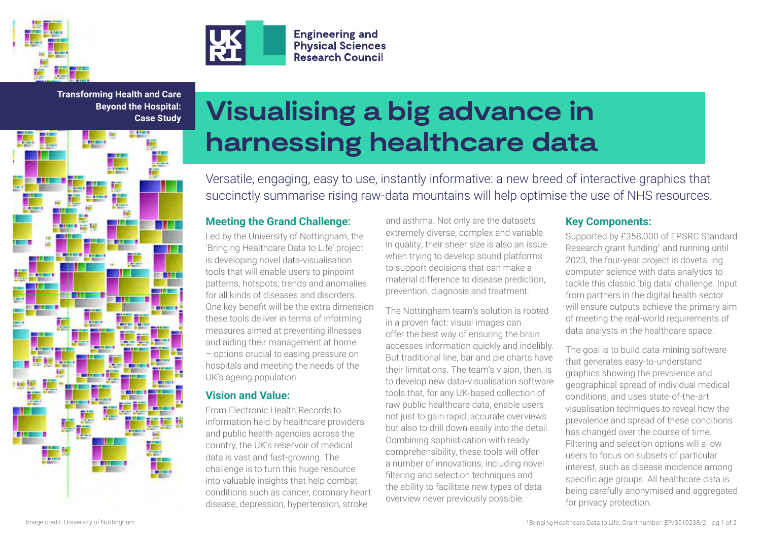Engineering and Physical Sciences Research Council

**Transforming Health and Care Beyond the Hospital: Case Study**

# Visualising a big advance in harnessing healthcare data

Versatile, engaging, easy to use, instantly informative: a new breed of interactive graphics that succinctly summarise rising raw-data mountains will help optimise the use of NHS resources.

## Meeting the Grand Challenge:

Led by the University of Nottingham, the 'Bringing Healthcare Data to Life' project is developing novel data-visualisation tools that will enable users to pinpoint patterns, hotspots, trends and anomalies for all kinds of diseases and disorders. One key benefit will be the extra dimension these tools deliver in terms of informing measures aimed at preventing illnesses and aiding their management at home – options crucial to easing pressure on hospitals and meeting the needs of the UK's ageing population.

## Vision and Value:

From Electronic Health Records to information held by healthcare providers and public health agencies across the country, the UK's reservoir of medical data is vast and fast-growing. The challenge is to turn this huge resource into valuable insights that help combat conditions such as cancer, coronary heart disease, depression, hypertension, stroke and asthma. Not only are the datasets extremely diverse, complex and variable in quality; their sheer size is also an issue when trying to develop sound platforms to support decisions that can make a material difference to disease prediction, prevention, diagnosis and treatment.

The Nottingham team's solution is rooted in a proven fact: visual images can offer the best way of ensuring the brain accesses information quickly and indelibly. But traditional line, bar and pie charts have their limitations. The team's vision, then, is to develop new data-visualisation software tools that, for any UK-based collection of raw public healthcare data, enable users not just to gain rapid, accurate overviews but also to drill down easily into the detail. Combining sophistication with ready comprehensibility, these tools will offer a number of innovations, including novel filtering and selection techniques and the ability to facilitate new types of data overview never previously possible.

## Key Components:

Supported by £358,000 of EPSRC Standard Research grant funding[1] and running until 2023, the four-year project is dovetailing computer science with data analytics to tackle this classic 'big data' challenge. Input from partners in the digital health sector will ensure outputs achieve the primary aim of meeting the real-world requirements of data analysts in the healthcare space.

The goal is to build data-mining software that generates easy-to-understand graphics showing the prevalence and geographical spread of individual medical conditions, and uses state-of-the-art visualisation techniques to reveal how the prevalence and spread of these conditions has changed over the course of time. Filtering and selection options will allow users to focus on subsets of particular interest, such as disease incidence among specific age groups. All healthcare data is being carefully anonymised and aggregated for privacy protection.

Image credit: University of Nottingham

[1] Bringing Healthcare Data to Life. Grant number: EP/S010238/2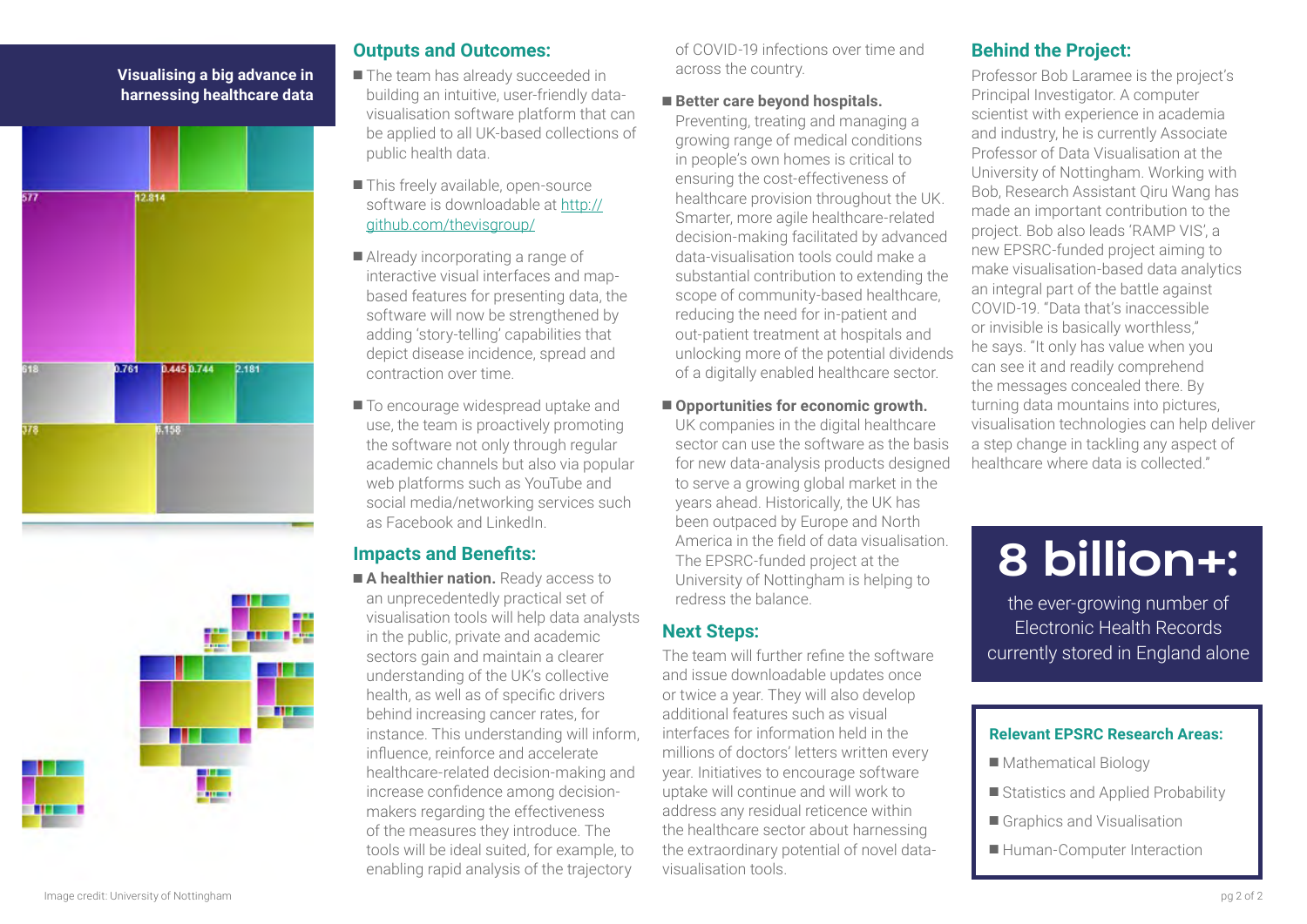**Visualising a big advance in harnessing healthcare data**

577
12.814
618
0.761
0.445
0.744
2.181
378
6.158

## Outputs and Outcomes:

- The team has already succeeded in building an intuitive, user-friendly data-visualisation software platform that can be applied to all UK-based collections of public health data.
- This freely available, open-source software is downloadable at http://github.com/thevisgroup/
- Already incorporating a range of interactive visual interfaces and map-based features for presenting data, the software will now be strengthened by adding 'story-telling' capabilities that depict disease incidence, spread and contraction over time.
- To encourage widespread uptake and use, the team is proactively promoting the software not only through regular academic channels but also via popular web platforms such as YouTube and social media/networking services such as Facebook and LinkedIn.

## Impacts and Benefits:

- **A healthier nation.** Ready access to an unprecedentedly practical set of visualisation tools will help data analysts in the public, private and academic sectors gain and maintain a clearer understanding of the UK's collective health, as well as of specific drivers behind increasing cancer rates, for instance. This understanding will inform, influence, reinforce and accelerate healthcare-related decision-making and increase confidence among decision-makers regarding the effectiveness of the measures they introduce. The tools will be ideal suited, for example, to enabling rapid analysis of the trajectory of COVID-19 infections over time and across the country.
- **Better care beyond hospitals.** Preventing, treating and managing a growing range of medical conditions in people's own homes is critical to ensuring the cost-effectiveness of healthcare provision throughout the UK. Smarter, more agile healthcare-related decision-making facilitated by advanced data-visualisation tools could make a substantial contribution to extending the scope of community-based healthcare, reducing the need for in-patient and out-patient treatment at hospitals and unlocking more of the potential dividends of a digitally enabled healthcare sector.
- **Opportunities for economic growth.** UK companies in the digital healthcare sector can use the software as the basis for new data-analysis products designed to serve a growing global market in the years ahead. Historically, the UK has been outpaced by Europe and North America in the field of data visualisation. The EPSRC-funded project at the University of Nottingham is helping to redress the balance.

## Next Steps:

The team will further refine the software and issue downloadable updates once or twice a year. They will also develop additional features such as visual interfaces for information held in the millions of doctors' letters written every year. Initiatives to encourage software uptake will continue and will work to address any residual reticence within the healthcare sector about harnessing the extraordinary potential of novel data-visualisation tools.

## Behind the Project:

Professor Bob Laramee is the project's Principal Investigator. A computer scientist with experience in academia and industry, he is currently Associate Professor of Data Visualisation at the University of Nottingham. Working with Bob, Research Assistant Qiru Wang has made an important contribution to the project. Bob also leads 'RAMP VIS', a new EPSRC-funded project aiming to make visualisation-based data analytics an integral part of the battle against COVID-19. "Data that's inaccessible or invisible is basically worthless," he says. "It only has value when you can see it and readily comprehend the messages concealed there. By turning data mountains into pictures, visualisation technologies can help deliver a step change in tackling any aspect of healthcare where data is collected."

# 8 billion+:

the ever-growing number of Electronic Health Records currently stored in England alone

**Relevant EPSRC Research Areas:**

- Mathematical Biology
- Statistics and Applied Probability
- Graphics and Visualisation
- Human-Computer Interaction

Image credit: University of Nottingham